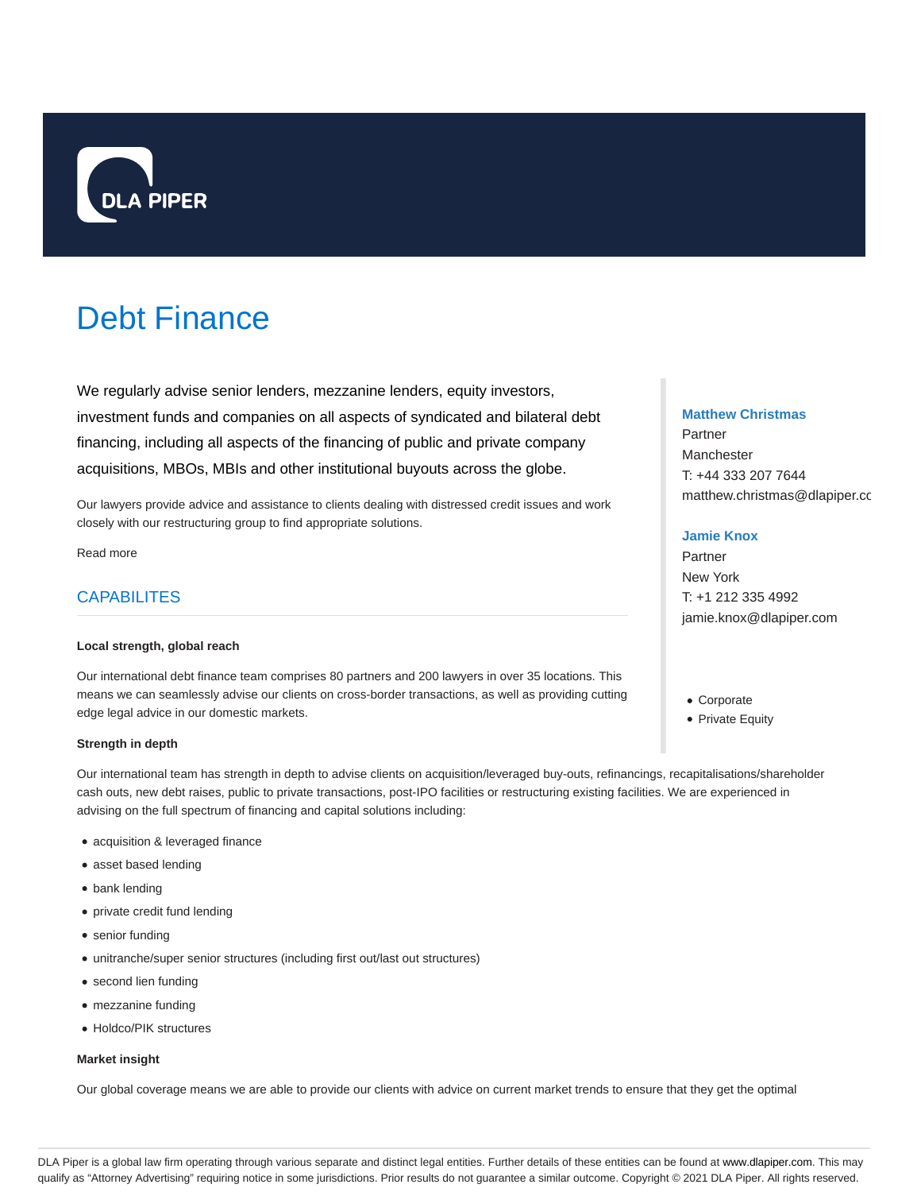DLA PIPER

# Debt Finance

We regularly advise senior lenders, mezzanine lenders, equity investors, investment funds and companies on all aspects of syndicated and bilateral debt financing, including all aspects of the financing of public and private company acquisitions, MBOs, MBIs and other institutional buyouts across the globe.

Our lawyers provide advice and assistance to clients dealing with distressed credit issues and work closely with our restructuring group to find appropriate solutions.

Read more

## CAPABILITES

**Local strength, global reach**

Our international debt finance team comprises 80 partners and 200 lawyers in over 35 locations. This means we can seamlessly advise our clients on cross-border transactions, as well as providing cutting edge legal advice in our domestic markets.

**Strength in depth**

Our international team has strength in depth to advise clients on acquisition/leveraged buy-outs, refinancings, recapitalisations/shareholder cash outs, new debt raises, public to private transactions, post-IPO facilities or restructuring existing facilities. We are experienced in advising on the full spectrum of financing and capital solutions including:

- acquisition & leveraged finance
- asset based lending
- bank lending
- private credit fund lending
- senior funding
- unitranche/super senior structures (including first out/last out structures)
- second lien funding
- mezzanine funding
- Holdco/PIK structures

**Market insight**

Our global coverage means we are able to provide our clients with advice on current market trends to ensure that they get the optimal

**Matthew Christmas**
Partner
Manchester
T: +44 333 207 7644
matthew.christmas@dlapiper.com

**Jamie Knox**
Partner
New York
T: +1 212 335 4992
jamie.knox@dlapiper.com

- Corporate
- Private Equity

DLA Piper is a global law firm operating through various separate and distinct legal entities. Further details of these entities can be found at www.dlapiper.com. This may qualify as "Attorney Advertising" requiring notice in some jurisdictions. Prior results do not guarantee a similar outcome. Copyright © 2021 DLA Piper. All rights reserved.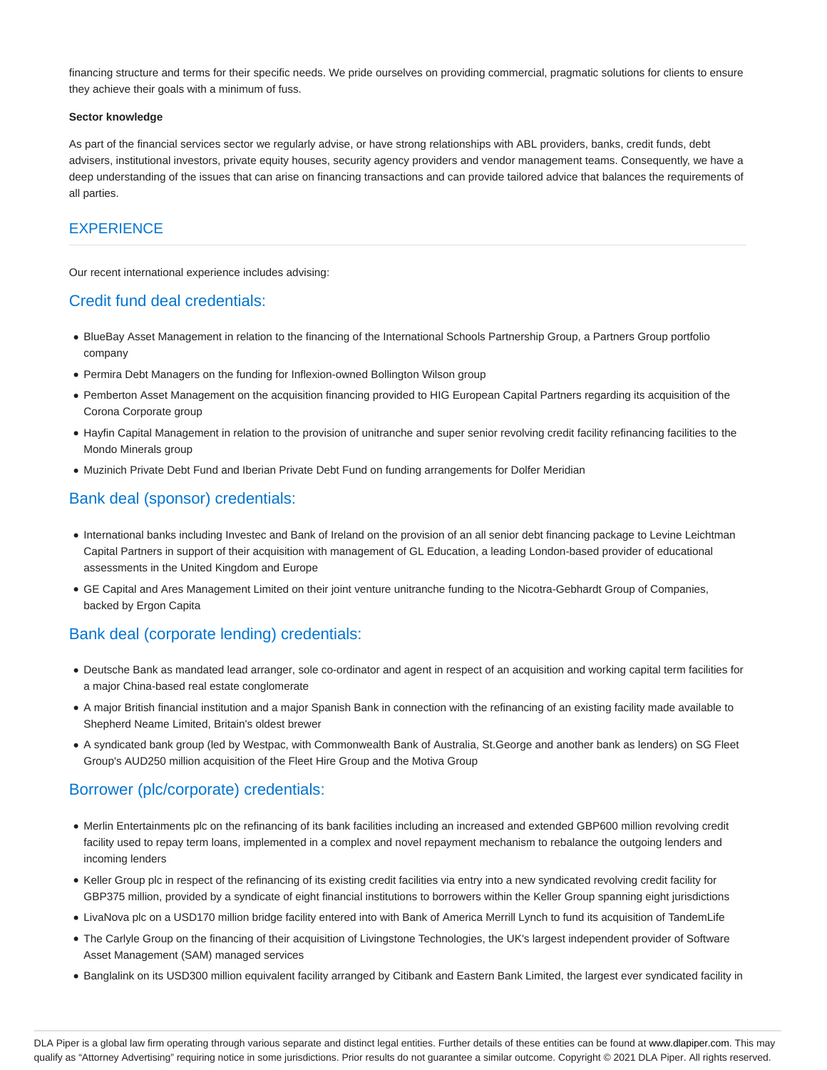financing structure and terms for their specific needs. We pride ourselves on providing commercial, pragmatic solutions for clients to ensure they achieve their goals with a minimum of fuss.

**Sector knowledge**

As part of the financial services sector we regularly advise, or have strong relationships with ABL providers, banks, credit funds, debt advisers, institutional investors, private equity houses, security agency providers and vendor management teams. Consequently, we have a deep understanding of the issues that can arise on financing transactions and can provide tailored advice that balances the requirements of all parties.

## EXPERIENCE

Our recent international experience includes advising:

### Credit fund deal credentials:

- BlueBay Asset Management in relation to the financing of the International Schools Partnership Group, a Partners Group portfolio company
- Permira Debt Managers on the funding for Inflexion-owned Bollington Wilson group
- Pemberton Asset Management on the acquisition financing provided to HIG European Capital Partners regarding its acquisition of the Corona Corporate group
- Hayfin Capital Management in relation to the provision of unitranche and super senior revolving credit facility refinancing facilities to the Mondo Minerals group
- Muzinich Private Debt Fund and Iberian Private Debt Fund on funding arrangements for Dolfer Meridian

### Bank deal (sponsor) credentials:

- International banks including Investec and Bank of Ireland on the provision of an all senior debt financing package to Levine Leichtman Capital Partners in support of their acquisition with management of GL Education, a leading London-based provider of educational assessments in the United Kingdom and Europe
- GE Capital and Ares Management Limited on their joint venture unitranche funding to the Nicotra-Gebhardt Group of Companies, backed by Ergon Capita

### Bank deal (corporate lending) credentials:

- Deutsche Bank as mandated lead arranger, sole co-ordinator and agent in respect of an acquisition and working capital term facilities for a major China-based real estate conglomerate
- A major British financial institution and a major Spanish Bank in connection with the refinancing of an existing facility made available to Shepherd Neame Limited, Britain's oldest brewer
- A syndicated bank group (led by Westpac, with Commonwealth Bank of Australia, St.George and another bank as lenders) on SG Fleet Group's AUD250 million acquisition of the Fleet Hire Group and the Motiva Group

### Borrower (plc/corporate) credentials:

- Merlin Entertainments plc on the refinancing of its bank facilities including an increased and extended GBP600 million revolving credit facility used to repay term loans, implemented in a complex and novel repayment mechanism to rebalance the outgoing lenders and incoming lenders
- Keller Group plc in respect of the refinancing of its existing credit facilities via entry into a new syndicated revolving credit facility for GBP375 million, provided by a syndicate of eight financial institutions to borrowers within the Keller Group spanning eight jurisdictions
- LivaNova plc on a USD170 million bridge facility entered into with Bank of America Merrill Lynch to fund its acquisition of TandemLife
- The Carlyle Group on the financing of their acquisition of Livingstone Technologies, the UK's largest independent provider of Software Asset Management (SAM) managed services
- Banglalink on its USD300 million equivalent facility arranged by Citibank and Eastern Bank Limited, the largest ever syndicated facility in

DLA Piper is a global law firm operating through various separate and distinct legal entities. Further details of these entities can be found at www.dlapiper.com. This may qualify as "Attorney Advertising" requiring notice in some jurisdictions. Prior results do not guarantee a similar outcome. Copyright © 2021 DLA Piper. All rights reserved.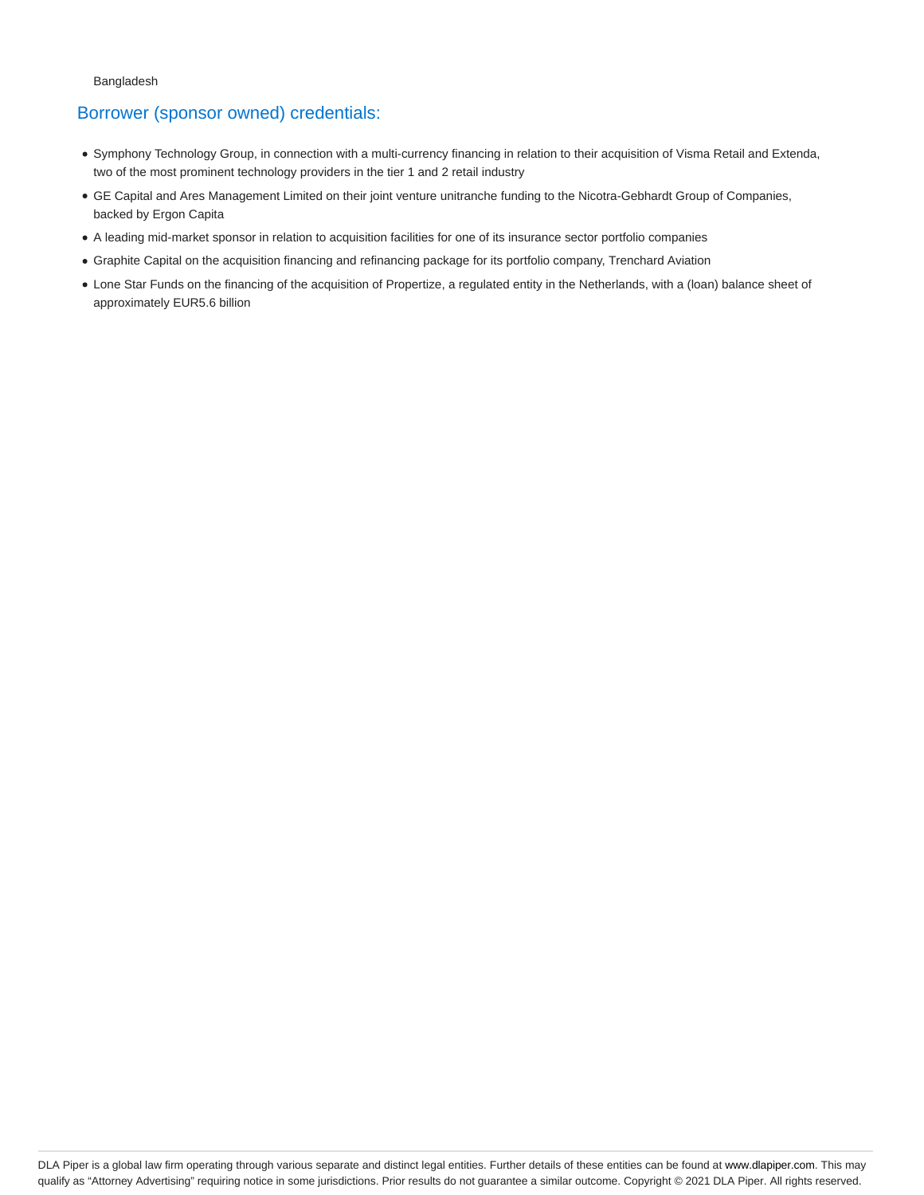Bangladesh

## Borrower (sponsor owned) credentials:

- Symphony Technology Group, in connection with a multi-currency financing in relation to their acquisition of Visma Retail and Extenda, two of the most prominent technology providers in the tier 1 and 2 retail industry
- GE Capital and Ares Management Limited on their joint venture unitranche funding to the Nicotra-Gebhardt Group of Companies, backed by Ergon Capita
- A leading mid-market sponsor in relation to acquisition facilities for one of its insurance sector portfolio companies
- Graphite Capital on the acquisition financing and refinancing package for its portfolio company, Trenchard Aviation
- Lone Star Funds on the financing of the acquisition of Propertize, a regulated entity in the Netherlands, with a (loan) balance sheet of approximately EUR5.6 billion

DLA Piper is a global law firm operating through various separate and distinct legal entities. Further details of these entities can be found at www.dlapiper.com. This may qualify as “Attorney Advertising” requiring notice in some jurisdictions. Prior results do not guarantee a similar outcome. Copyright © 2021 DLA Piper. All rights reserved.